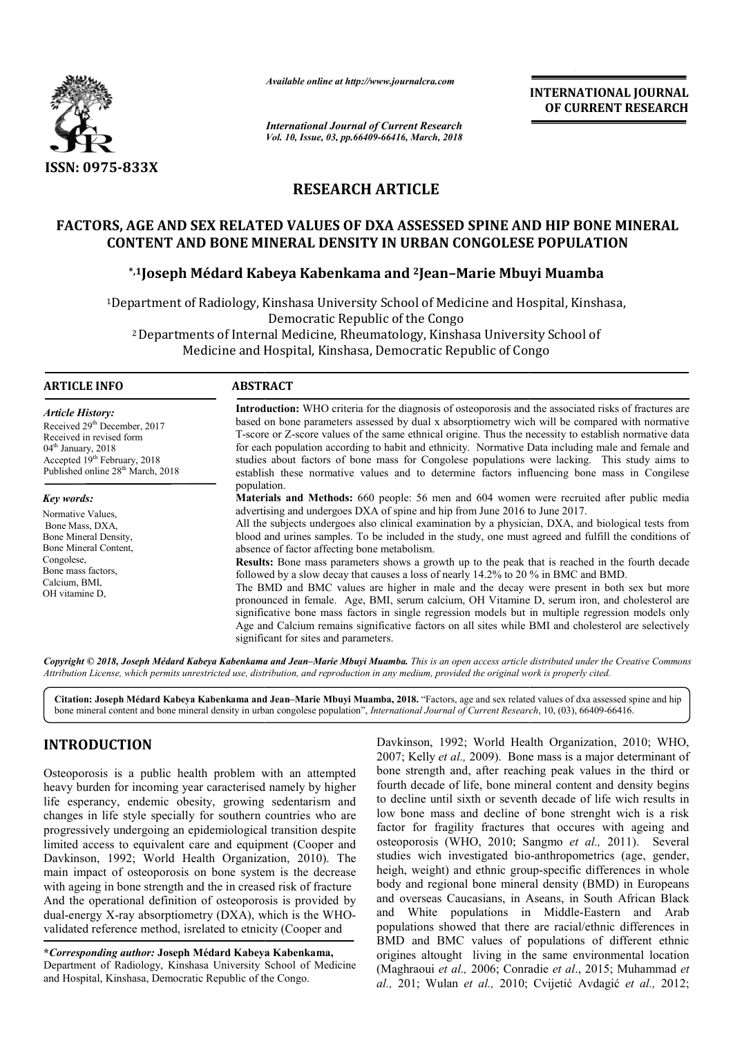ISSN: 0975-833X

*Available online at http://www.journalcra.com*

*International Journal of Current Research*
*Vol. 10, Issue, 03, pp.66409-66416, March, 2018*

**INTERNATIONAL JOURNAL OF CURRENT RESEARCH**

## RESEARCH ARTICLE

# FACTORS, AGE AND SEX RELATED VALUES OF DXA ASSESSED SPINE AND HIP BONE MINERAL CONTENT AND BONE MINERAL DENSITY IN URBAN CONGOLESE POPULATION

**\*,1Joseph Médard Kabeya Kabenkama and 2Jean–Marie Mbuyi Muamba**

[1]Department of Radiology, Kinshasa University School of Medicine and Hospital, Kinshasa, Democratic Republic of the Congo

[2]Departments of Internal Medicine, Rheumatology, Kinshasa University School of Medicine and Hospital, Kinshasa, Democratic Republic of Congo

### ARTICLE INFO

*Article History:*

Received 29th December, 2017
Received in revised form
04th January, 2018
Accepted 19th February, 2018
Published online 28th March, 2018

*Key words:*

Normative Values,
Bone Mass, DXA,
Bone Mineral Density,
Bone Mineral Content,
Congolese,
Bone mass factors,
Calcium, BMI,
OH vitamine D,

### ABSTRACT

**Introduction:** WHO criteria for the diagnosis of osteoporosis and the associated risks of fractures are based on bone parameters assessed by dual x absorptiometry wich will be compared with normative T-score or Z-score values of the same ethnical origine. Thus the necessity to establish normative data for each population according to habit and ethnicity. Normative Data including male and female and studies about factors of bone mass for Congolese populations were lacking. This study aims to establish these normative values and to determine factors influencing bone mass in Congilese population.

**Materials and Methods:** 660 people: 56 men and 604 women were recruited after public media advertising and undergoes DXA of spine and hip from June 2016 to June 2017.

All the subjects undergoes also clinical examination by a physician, DXA, and biological tests from blood and urines samples. To be included in the study, one must agreed and fulfill the conditions of absence of factor affecting bone metabolism.

**Results:** Bone mass parameters shows a growth up to the peak that is reached in the fourth decade followed by a slow decay that causes a loss of nearly 14.2% to 20 % in BMC and BMD.

The BMD and BMC values are higher in male and the decay were present in both sex but more pronounced in female. Age, BMI, serum calcium, OH Vitamine D, serum iron, and cholesterol are significative bone mass factors in single regression models but in multiple regression models only Age and Calcium remains significative factors on all sites while BMI and cholesterol are selectively significant for sites and parameters.

*Copyright © 2018, Joseph Médard Kabeya Kabenkama and Jean–Marie Mbuyi Muamba. This is an open access article distributed under the Creative Commons Attribution License, which permits unrestricted use, distribution, and reproduction in any medium, provided the original work is properly cited.*

**Citation: Joseph Médard Kabeya Kabenkama and Jean–Marie Mbuyi Muamba, 2018.** "Factors, age and sex related values of dxa assessed spine and hip bone mineral content and bone mineral density in urban congolese population", *International Journal of Current Research*, 10, (03), 66409-66416.

## INTRODUCTION

Osteoporosis is a public health problem with an attempted heavy burden for incoming year caracterised namely by higher life esperancy, endemic obesity, growing sedentarism and changes in life style specially for southern countries who are progressively undergoing an epidemiological transition despite limited access to equivalent care and equipment (Cooper and Davkinson, 1992; World Health Organization, 2010). The main impact of osteoporosis on bone system is the decrease with ageing in bone strength and the in creased risk of fracture And the operational definition of osteoporosis is provided by dual-energy X-ray absorptiometry (DXA), which is the WHO-validated reference method, isrelated to etnicity (Cooper and Davkinson, 1992; World Health Organization, 2010; WHO, 2007; Kelly *et al.,* 2009). Bone mass is a major determinant of bone strength and, after reaching peak values in the third or fourth decade of life, bone mineral content and density begins to decline until sixth or seventh decade of life wich results in low bone mass and decline of bone strenght wich is a risk factor for fragility fractures that occures with ageing and osteoporosis (WHO, 2010; Sangmo *et al.,* 2011). Several studies wich investigated bio-anthropometrics (age, gender, heigh, weight) and ethnic group-specific differences in whole body and regional bone mineral density (BMD) in Europeans and overseas Caucasians, in Aseans, in South African Black and White populations in Middle-Eastern and Arab populations showed that there are racial/ethnic differences in BMD and BMC values of populations of different ethnic origines altought living in the same environmental location (Maghraoui *et al.,* 2006; Conradie *et al*., 2015; Muhammad *et al.,* 201; Wulan *et al.,* 2010; Cvijetić Avdagić *et al.,* 2012;

**\*Corresponding author: Joseph Médard Kabeya Kabenkama,**
Department of Radiology, Kinshasa University School of Medicine and Hospital, Kinshasa, Democratic Republic of the Congo.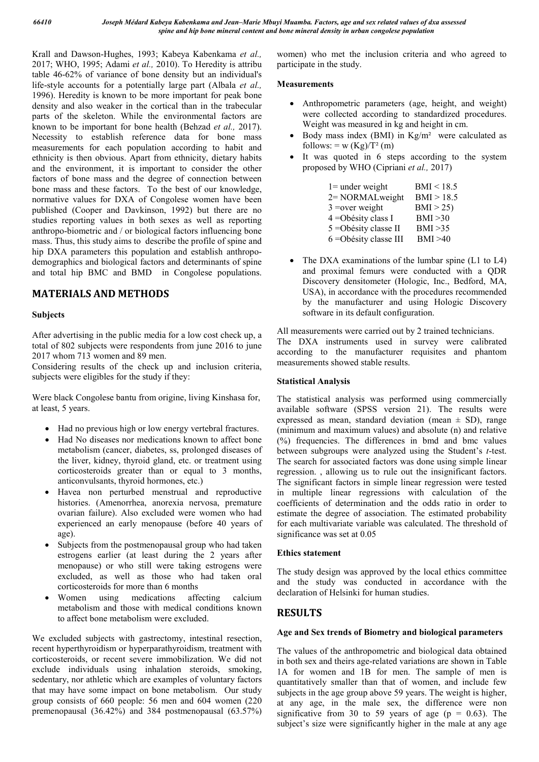Krall and Dawson-Hughes, 1993; Kabeya Kabenkama *et al.,* 2017; WHO, 1995; Adami *et al.,* 2010). To Heredity is attribu table 46-62% of variance of bone density but an individual's life-style accounts for a potentially large part (Albala *et al.,* 1996). Heredity is known to be more important for peak bone density and also weaker in the cortical than in the trabecular parts of the skeleton. While the environmental factors are known to be important for bone health (Behzad *et al.,* 2017). Necessity to establish reference data for bone mass measurements for each population according to habit and ethnicity is then obvious. Apart from ethnicity, dietary habits and the environment, it is important to consider the other factors of bone mass and the degree of connection between bone mass and these factors. To the best of our knowledge, normative values for DXA of Congolese women have been published (Cooper and Davkinson, 1992) but there are no studies reporting values in both sexes as well as reporting anthropo-biometric and / or biological factors influencing bone mass. Thus, this study aims to describe the profile of spine and hip DXA parameters this population and establish anthropo-demographics and biological factors and determinants of spine and total hip BMC and BMD in Congolese populations.

## MATERIALS AND METHODS

### Subjects

After advertising in the public media for a low cost check up, a total of 802 subjects were respondents from june 2016 to june 2017 whom 713 women and 89 men.

Considering results of the check up and inclusion criteria, subjects were eligibles for the study if they:

Were black Congolese bantu from origine, living Kinshasa for, at least, 5 years.

- Had no previous high or low energy vertebral fractures.
- Had No diseases nor medications known to affect bone metabolism (cancer, diabetes, ss, prolonged diseases of the liver, kidney, thyroid gland, etc. or treatment using corticosteroids greater than or equal to 3 months, anticonvulsants, thyroid hormones, etc.)
- Havea non perturbed menstrual and reproductive histories. (Amenorrhea, anorexia nervosa, premature ovarian failure). Also excluded were women who had experienced an early menopause (before 40 years of age).
- Subjects from the postmenopausal group who had taken estrogens earlier (at least during the 2 years after menopause) or who still were taking estrogens were excluded, as well as those who had taken oral corticosteroids for more than 6 months
- Women using medications affecting calcium metabolism and those with medical conditions known to affect bone metabolism were excluded.

We excluded subjects with gastrectomy, intestinal resection, recent hyperthyroidism or hyperparathyroidism, treatment with corticosteroids, or recent severe immobilization. We did not exclude individuals using inhalation steroids, smoking, sedentary, nor athletic which are examples of voluntary factors that may have some impact on bone metabolism. Our study group consists of 660 people: 56 men and 604 women (220 premenopausal (36.42%) and 384 postmenopausal (63.57%) women) who met the inclusion criteria and who agreed to participate in the study.

### Measurements

- Anthropometric parameters (age, height, and weight) were collected according to standardized procedures. Weight was measured in kg and height in cm.
- Body mass index (BMI) in Kg/m² were calculated as follows: = w (Kg)/T² (m)
- It was quoted in 6 steps according to the system proposed by WHO (Cipriani *et al.,* 2017)

| | |
|---|---|
| 1= under weight | BMI < 18.5 |
| 2= NORMALweight | BMI > 18.5 |
| 3 =over weight | BMI > 25) |
| 4 =Obésity class I | BMI >30 |
| 5 =Obésity classe II | BMI >35 |
| 6 =Obésity classe III | BMI >40 |

- The DXA examinations of the lumbar spine (L1 to L4) and proximal femurs were conducted with a QDR Discovery densitometer (Hologic, Inc., Bedford, MA, USA), in accordance with the procedures recommended by the manufacturer and using Hologic Discovery software in its default configuration.

All measurements were carried out by 2 trained technicians.

The DXA instruments used in survey were calibrated according to the manufacturer requisites and phantom measurements showed stable results.

### Statistical Analysis

The statistical analysis was performed using commercially available software (SPSS version 21). The results were expressed as mean, standard deviation (mean ± SD), range (minimum and maximum values) and absolute (n) and relative (%) frequencies. The differences in bmd and bmc values between subgroups were analyzed using the Student's *t*-test. The search for associated factors was done using simple linear regression. , allowing us to rule out the insignificant factors. The significant factors in simple linear regression were tested in multiple linear regressions with calculation of the coefficients of determination and the odds ratio in order to estimate the degree of association. The estimated probability for each multivariate variable was calculated. The threshold of significance was set at 0.05

### Ethics statement

The study design was approved by the local ethics committee and the study was conducted in accordance with the declaration of Helsinki for human studies.

## RESULTS

### Age and Sex trends of Biometry and biological parameters

The values of the anthropometric and biological data obtained in both sex and theirs age-related variations are shown in Table 1A for women and 1B for men. The sample of men is quantitatively smaller than that of women, and include few subjects in the age group above 59 years. The weight is higher, at any age, in the male sex, the difference were non significative from 30 to 59 years of age ($p = 0.63$). The subject's size were significantly higher in the male at any age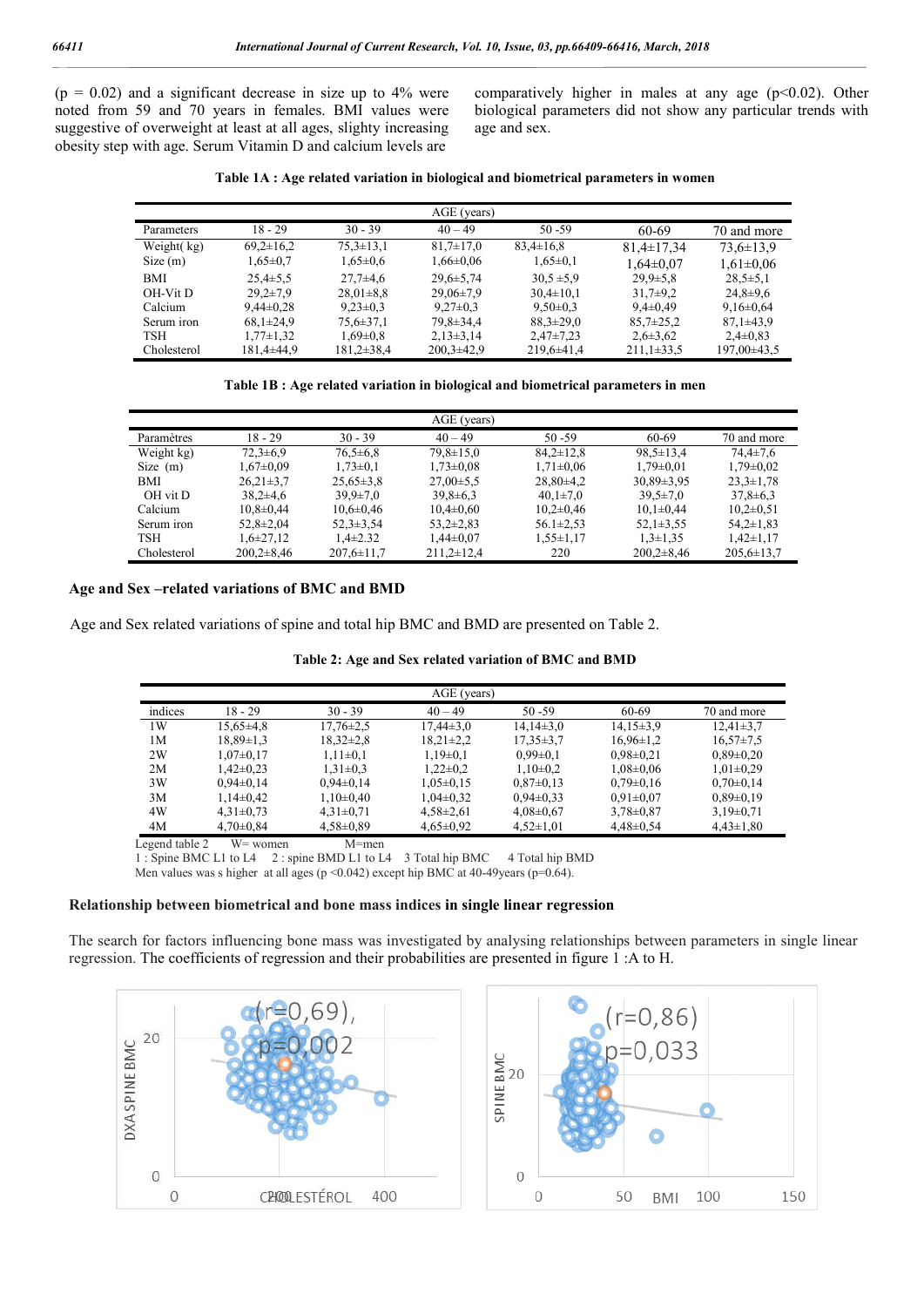(p = 0.02) and a significant decrease in size up to 4% were noted from 59 and 70 years in females. BMI values were suggestive of overweight at least at all ages, slighty increasing obesity step with age. Serum Vitamin D and calcium levels are comparatively higher in males at any age (p<0.02). Other biological parameters did not show any particular trends with age and sex.

**Table 1A : Age related variation in biological and biometrical parameters in women**

| | AGE (years) | | | | | |
|---|---|---|---|---|---|---|
| Parameters | 18 - 29 | 30 - 39 | 40 – 49 | 50 -59 | 60-69 | 70 and more |
| Weight( kg) | 69,2±16,2 | 75,3±13,1 | 81,7±17,0 | 83,4±16,8 | 81,4±17,34 | 73,6±13,9 |
| Size (m) | 1,65±0,7 | 1,65±0,6 | 1,66±0,06 | 1,65±0,1 | 1,64±0,07 | 1,61±0,06 |
| BMI | 25,4±5,5 | 27,7±4,6 | 29,6±5,74 | 30,5 ±5,9 | 29,9±5,8 | 28,5±5,1 |
| OH-Vit D | 29,2±7,9 | 28,01±8,8 | 29,06±7,9 | 30,4±10,1 | 31,7±9,2 | 24,8±9,6 |
| Calcium | 9,44±0,28 | 9,23±0,3 | 9,27±0,3 | 9,50±0,3 | 9,4±0,49 | 9,16±0,64 |
| Serum iron | 68,1±24,9 | 75,6±37,1 | 79,8±34,4 | 88,3±29,0 | 85,7±25,2 | 87,1±43,9 |
| TSH | 1,77±1,32 | 1,69±0,8 | 2,13±3,14 | 2,47±7,23 | 2,6±3,62 | 2,4±0,83 |
| Cholesterol | 181,4±44,9 | 181,2±38,4 | 200,3±42,9 | 219,6±41,4 | 211,1±33,5 | 197,00±43,5 |

**Table 1B : Age related variation in biological and biometrical parameters in men**

| | AGE (years) | | | | | |
|---|---|---|---|---|---|---|
| Paramètres | 18 - 29 | 30 - 39 | 40 – 49 | 50 -59 | 60-69 | 70 and more |
| Weight kg) | 72,3±6,9 | 76,5±6,8 | 79,8±15,0 | 84,2±12,8 | 98,5±13,4 | 74,4±7,6 |
| Size (m) | 1,67±0,09 | 1,73±0,1 | 1,73±0,08 | 1,71±0,06 | 1,79±0,01 | 1,79±0,02 |
| BMI | 26,21±3,7 | 25,65±3,8 | 27,00±5,5 | 28,80±4,2 | 30,89±3,95 | 23,3±1,78 |
| OH vit D | 38,2±4,6 | 39,9±7,0 | 39,8±6,3 | 40,1±7,0 | 39,5±7,0 | 37,8±6,3 |
| Calcium | 10,8±0,44 | 10,6±0,46 | 10,4±0,60 | 10,2±0,46 | 10,1±0,44 | 10,2±0,51 |
| Serum iron | 52,8±2,04 | 52,3±3,54 | 53,2±2,83 | 56.1±2,53 | 52,1±3,55 | 54,2±1,83 |
| TSH | 1,6±27,12 | 1,4±2.32 | 1,44±0,07 | 1,55±1,17 | 1,3±1,35 | 1,42±1,17 |
| Cholesterol | 200,2±8,46 | 207,6±11,7 | 211,2±12,4 | 220 | 200,2±8,46 | 205,6±13,7 |

### Age and Sex –related variations of BMC and BMD

Age and Sex related variations of spine and total hip BMC and BMD are presented on Table 2.

**Table 2: Age and Sex related variation of BMC and BMD**

| | AGE (years) | | | | | |
|---|---|---|---|---|---|---|
| indices | 18 - 29 | 30 - 39 | 40 – 49 | 50 -59 | 60-69 | 70 and more |
| 1W | 15,65±4,8 | 17,76±2,5 | 17,44±3,0 | 14,14±3,0 | 14,15±3,9 | 12,41±3,7 |
| 1M | 18,89±1,3 | 18,32±2,8 | 18,21±2,2 | 17,35±3,7 | 16,96±1,2 | 16,57±7,5 |
| 2W | 1,07±0,17 | 1,11±0,1 | 1,19±0,1 | 0,99±0,1 | 0,98±0,21 | 0,89±0,20 |
| 2M | 1,42±0,23 | 1,31±0,3 | 1,22±0,2 | 1,10±0,2 | 1,08±0,06 | 1,01±0,29 |
| 3W | 0,94±0,14 | 0,94±0,14 | 1,05±0,15 | 0,87±0,13 | 0,79±0,16 | 0,70±0,14 |
| 3M | 1,14±0,42 | 1,10±0,40 | 1,04±0,32 | 0,94±0,33 | 0,91±0,07 | 0,89±0,19 |
| 4W | 4,31±0,73 | 4,31±0,71 | 4,58±2,61 | 4,08±0,67 | 3,78±0,87 | 3,19±0,71 |
| 4M | 4,70±0,84 | 4,58±0,89 | 4,65±0,92 | 4,52±1,01 | 4,48±0,54 | 4,43±1,80 |

Legend table 2 W= women M=men
1 : Spine BMC L1 to L4 2 : spine BMD L1 to L4 3 Total hip BMC 4 Total hip BMD
Men values was s higher at all ages (p <0.042) except hip BMC at 40-49years (p=0.64).

### Relationship between biometrical and bone mass indices in single linear regression

The search for factors influencing bone mass was investigated by analysing relationships between parameters in single linear regression. The coefficients of regression and their probabilities are presented in figure 1 :A to H.

(r=0,69), p=0,002

(r=0,86) p=0,033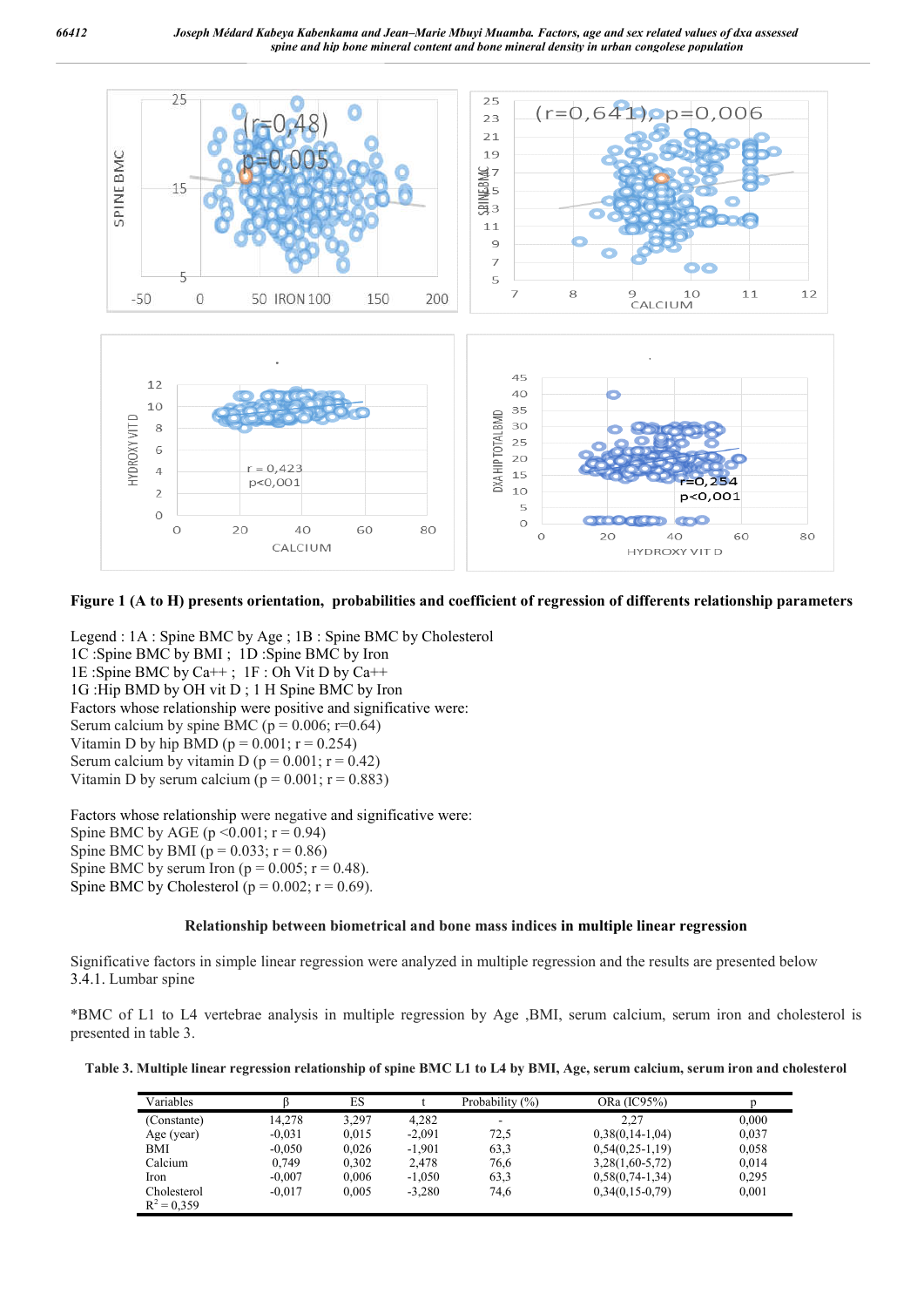**Figure 1 (A to H) presents orientation, probabilities and coefficient of regression of differents relationship parameters**

Legend : 1A : Spine BMC by Age ; 1B : Spine BMC by Cholesterol
1C :Spine BMC by BMI ; 1D :Spine BMC by Iron
1E :Spine BMC by Ca++ ; 1F : Oh Vit D by Ca++
1G :Hip BMD by OH vit D ; 1 H Spine BMC by Iron
Factors whose relationship were positive and significative were:
Serum calcium by spine BMC (p = 0.006; r=0.64)
Vitamin D by hip BMD (p = 0.001; r = 0.254)
Serum calcium by vitamin D (p = 0.001; r = 0.42)
Vitamin D by serum calcium (p = 0.001; r = 0.883)

Factors whose relationship were negative and significative were:
Spine BMC by AGE (p <0.001; r = 0.94)
Spine BMC by BMI (p = 0.033; r = 0.86)
Spine BMC by serum Iron (p = 0.005; r = 0.48).
Spine BMC by Cholesterol (p = 0.002; r = 0.69).

### Relationship between biometrical and bone mass indices in multiple linear regression

Significative factors in simple linear regression were analyzed in multiple regression and the results are presented below
3.4.1. Lumbar spine

*BMC of L1 to L4 vertebrae analysis in multiple regression by Age ,BMI, serum calcium, serum iron and cholesterol is presented in table 3.

**Table 3. Multiple linear regression relationship of spine BMC L1 to L4 by BMI, Age, serum calcium, serum iron and cholesterol**

| Variables | β | ES | t | Probability (%) | ORa (IC95%) | p |
|---|---|---|---|---|---|---|
| (Constante) | 14,278 | 3,297 | 4,282 | - | 2,27 | 0,000 |
| Age (year) | -0,031 | 0,015 | -2,091 | 72,5 | 0,38(0,14-1,04) | 0,037 |
| BMI | -0,050 | 0,026 | -1,901 | 63,3 | 0,54(0,25-1,19) | 0,058 |
| Calcium | 0,749 | 0,302 | 2,478 | 76,6 | 3,28(1,60-5,72) | 0,014 |
| Iron | -0,007 | 0,006 | -1,050 | 63,3 | 0,58(0,74-1,34) | 0,295 |
| Cholesterol | -0,017 | 0,005 | -3,280 | 74,6 | 0,34(0,15-0,79) | 0,001 |
| $R^2 = 0,359$ | | | | | | |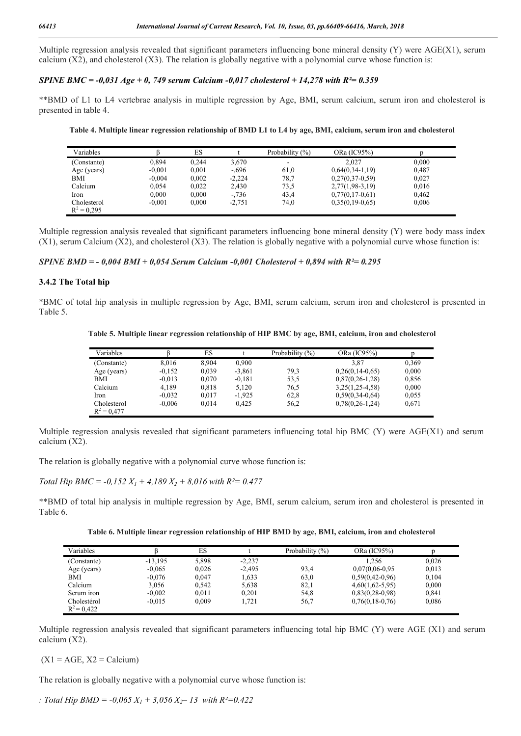Multiple regression analysis revealed that significant parameters influencing bone mineral density (Y) were AGE(X1), serum calcium (X2), and cholesterol (X3). The relation is globally negative with a polynomial curve whose function is:

***SPINE BMC = -0,031 Age + 0, 749 serum Calcium -0,017 cholesterol + 14,278 with $R^2$= 0.359***

**BMD of L1 to L4 vertebrae analysis in multiple regression by Age, BMI, serum calcium, serum iron and cholesterol is presented in table 4.

**Table 4. Multiple linear regression relationship of BMD L1 to L4 by age, BMI, calcium, serum iron and cholesterol**

| Variables | β | ES | t | Probability (%) | ORa (IC95%) | p |
|---|---|---|---|---|---|---|
| (Constante) | 0,894 | 0,244 | 3,670 | - | 2,027 | 0,000 |
| Age (years) | -0,001 | 0,001 | -,696 | 61,0 | 0,64(0,34-1,19) | 0,487 |
| BMI | -0,004 | 0,002 | -2,224 | 78,7 | 0,27(0,37-0,59) | 0,027 |
| Calcium | 0,054 | 0,022 | 2,430 | 73,5 | 2,77(1,98-3,19) | 0,016 |
| Iron | 0,000 | 0,000 | -,736 | 43,4 | 0,77(0,17-0,61) | 0,462 |
| Cholesterol | -0,001 | 0,000 | -2,751 | 74,0 | 0,35(0,19-0,65) | 0,006 |
| $R^2 = 0,295$ | | | | | | |

Multiple regression analysis revealed that significant parameters influencing bone mineral density (Y) were body mass index (X1), serum Calcium (X2), and cholesterol (X3). The relation is globally negative with a polynomial curve whose function is:

***SPINE BMD = - 0,004 BMI + 0,054 Serum Calcium -0,001 Cholesterol + 0,894 with $R^2$= 0.295***

### 3.4.2 The Total hip

*BMC of total hip analysis in multiple regression by Age, BMI, serum calcium, serum iron and cholesterol is presented in Table 5.

**Table 5. Multiple linear regression relationship of HIP BMC by age, BMI, calcium, iron and cholesterol**

| Variables | β | ES | t | Probability (%) | ORa (IC95%) | p |
|---|---|---|---|---|---|---|
| (Constante) | 8,016 | 8,904 | 0,900 | | 3,87 | 0,369 |
| Age (years) | -0,152 | 0,039 | -3,861 | 79,3 | 0,26(0,14-0,65) | 0,000 |
| BMI | -0,013 | 0,070 | -0,181 | 53,5 | 0,87(0,26-1,28) | 0,856 |
| Calcium | 4,189 | 0,818 | 5,120 | 76,5 | 3,25(1,25-4,58) | 0,000 |
| Iron | -0,032 | 0,017 | -1,925 | 62,8 | 0,59(0,34-0,64) | 0,055 |
| Cholesterol | -0,006 | 0,014 | 0,425 | 56,2 | 0,78(0,26-1,24) | 0,671 |
| $R^2 = 0,477$ | | | | | | |

Multiple regression analysis revealed that significant parameters influencing total hip BMC (Y) were AGE(X1) and serum calcium (X2).

The relation is globally negative with a polynomial curve whose function is:

*Total Hip BMC = $-0,152 X_1 + 4,189 X_2 + 8,016$ with $R^2$= 0.477*

**BMD of total hip analysis in multiple regression by Age, BMI, serum calcium, serum iron and cholesterol is presented in Table 6.

**Table 6. Multiple linear regression relationship of HIP BMD by age, BMI, calcium, iron and cholesterol**

| Variables | β | ES | t | Probability (%) | ORa (IC95%) | p |
|---|---|---|---|---|---|---|
| (Constante) | -13,195 | 5,898 | -2,237 | | 1,256 | 0,026 |
| Age (years) | -0,065 | 0,026 | -2,495 | 93,4 | 0,07(0,06-0,95 | 0,013 |
| BMI | -0,076 | 0,047 | 1,633 | 63,0 | 0,59(0,42-0,96) | 0,104 |
| Calcium | 3,056 | 0,542 | 5,638 | 82,1 | 4,60(1,62-5,95) | 0,000 |
| Serum iron | -0,002 | 0,011 | 0,201 | 54,8 | 0,83(0,28-0,98) | 0,841 |
| Cholestérol | -0,015 | 0,009 | 1,721 | 56,7 | 0,76(0,18-0,76) | 0,086 |
| $R^2 = 0,422$ | | | | | | |

Multiple regression analysis revealed that significant parameters influencing total hip BMC (Y) were AGE (X1) and serum calcium (X2).

(X1 = AGE, X2 = Calcium)

The relation is globally negative with a polynomial curve whose function is:

*: Total Hip BMD = $-0,065 X_1 + 3,056 X_2 - 13$ with $R^2$=0.422*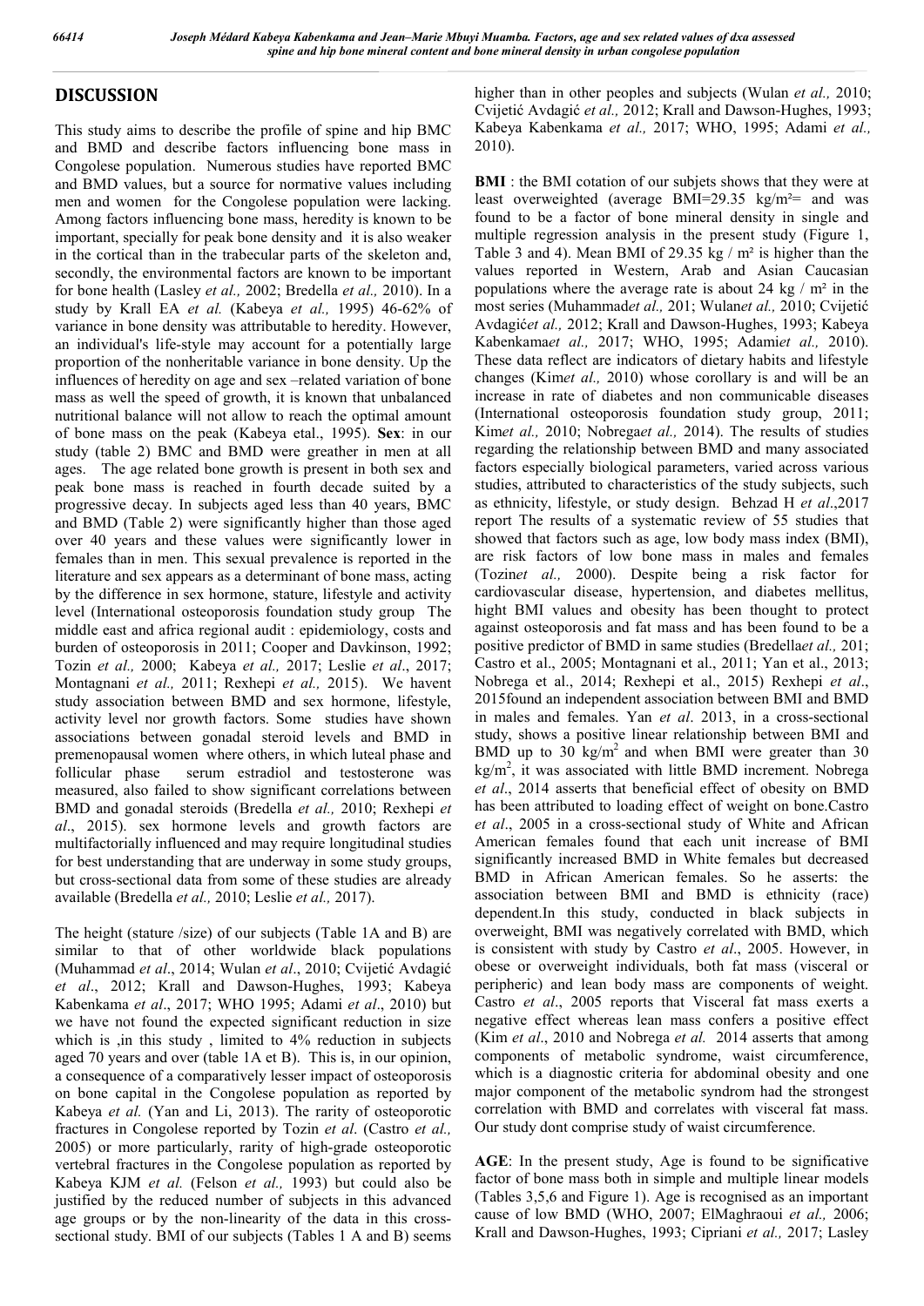## DISCUSSION

This study aims to describe the profile of spine and hip BMC and BMD and describe factors influencing bone mass in Congolese population. Numerous studies have reported BMC and BMD values, but a source for normative values including men and women for the Congolese population were lacking. Among factors influencing bone mass, heredity is known to be important, specially for peak bone density and it is also weaker in the cortical than in the trabecular parts of the skeleton and, secondly, the environmental factors are known to be important for bone health (Lasley *et al.,* 2002; Bredella *et al.,* 2010). In a study by Krall EA *et al.* (Kabeya *et al.,* 1995) 46-62% of variance in bone density was attributable to heredity. However, an individual's life-style may account for a potentially large proportion of the nonheritable variance in bone density. Up the influences of heredity on age and sex –related variation of bone mass as well the speed of growth, it is known that unbalanced nutritional balance will not allow to reach the optimal amount of bone mass on the peak (Kabeya etal., 1995). **Sex**: in our study (table 2) BMC and BMD were greather in men at all ages. The age related bone growth is present in both sex and peak bone mass is reached in fourth decade suited by a progressive decay. In subjects aged less than 40 years, BMC and BMD (Table 2) were significantly higher than those aged over 40 years and these values were significantly lower in females than in men. This sexual prevalence is reported in the literature and sex appears as a determinant of bone mass, acting by the difference in sex hormone, stature, lifestyle and activity level (International osteoporosis foundation study group The middle east and africa regional audit : epidemiology, costs and burden of osteoporosis in 2011; Cooper and Davkinson, 1992; Tozin *et al.,* 2000; Kabeya *et al.,* 2017; Leslie *et al*., 2017; Montagnani *et al.,* 2011; Rexhepi *et al.,* 2015). We havent study association between BMD and sex hormone, lifestyle, activity level nor growth factors. Some studies have shown associations between gonadal steroid levels and BMD in premenopausal women where others, in which luteal phase and follicular phase serum estradiol and testosterone was measured, also failed to show significant correlations between BMD and gonadal steroids (Bredella *et al.,* 2010; Rexhepi *et al*., 2015). sex hormone levels and growth factors are multifactorially influenced and may require longitudinal studies for best understanding that are underway in some study groups, but cross-sectional data from some of these studies are already available (Bredella *et al.,* 2010; Leslie *et al.,* 2017).

The height (stature /size) of our subjects (Table 1A and B) are similar to that of other worldwide black populations (Muhammad *et al*., 2014; Wulan *et al*., 2010; Cvijetić Avdagić *et al*., 2012; Krall and Dawson-Hughes, 1993; Kabeya Kabenkama *et al*., 2017; WHO 1995; Adami *et al*., 2010) but we have not found the expected significant reduction in size which is ,in this study , limited to 4% reduction in subjects aged 70 years and over (table 1A et B). This is, in our opinion, a consequence of a comparatively lesser impact of osteoporosis on bone capital in the Congolese population as reported by Kabeya *et al.* (Yan and Li, 2013). The rarity of osteoporotic fractures in Congolese reported by Tozin *et al*. (Castro *et al.,* 2005) or more particularly, rarity of high-grade osteoporotic vertebral fractures in the Congolese population as reported by Kabeya KJM *et al.* (Felson *et al.,* 1993) but could also be justified by the reduced number of subjects in this advanced age groups or by the non-linearity of the data in this cross-sectional study. BMI of our subjects (Tables 1 A and B) seems higher than in other peoples and subjects (Wulan *et al.,* 2010; Cvijetić Avdagić *et al.,* 2012; Krall and Dawson-Hughes, 1993; Kabeya Kabenkama *et al.,* 2017; WHO, 1995; Adami *et al.,* 2010).

**BMI** : the BMI cotation of our subjets shows that they were at least overweighted (average BMI=29.35 kg/m²= and was found to be a factor of bone mineral density in single and multiple regression analysis in the present study (Figure 1, Table 3 and 4). Mean BMI of 29.35 kg / m² is higher than the values reported in Western, Arab and Asian Caucasian populations where the average rate is about 24 kg / m² in the most series (Muhammad*et al.,* 201; Wulan*et al.,* 2010; Cvijetić Avdagić*et al.,* 2012; Krall and Dawson-Hughes, 1993; Kabeya Kabenkama*et al.,* 2017; WHO, 1995; Adami*et al.,* 2010). These data reflect are indicators of dietary habits and lifestyle changes (Kim*et al.,* 2010) whose corollary is and will be an increase in rate of diabetes and non communicable diseases (International osteoporosis foundation study group, 2011; Kim*et al.,* 2010; Nobrega*et al.,* 2014). The results of studies regarding the relationship between BMD and many associated factors especially biological parameters, varied across various studies, attributed to characteristics of the study subjects, such as ethnicity, lifestyle, or study design. Behzad H *et al*.,2017 report The results of a systematic review of 55 studies that showed that factors such as age, low body mass index (BMI), are risk factors of low bone mass in males and females (Tozin*et al.,* 2000). Despite being a risk factor for cardiovascular disease, hypertension, and diabetes mellitus, hight BMI values and obesity has been thought to protect against osteoporosis and fat mass and has been found to be a positive predictor of BMD in same studies (Bredella*et al.,* 201; Castro et al., 2005; Montagnani et al., 2011; Yan et al., 2013; Nobrega et al., 2014; Rexhepi et al., 2015) Rexhepi *et al*., 2015found an independent association between BMI and BMD in males and females. Yan *et al*. 2013, in a cross-sectional study, shows a positive linear relationship between BMI and BMD up to 30 kg/m$^2$ and when BMI were greater than 30 kg/m$^2$, it was associated with little BMD increment. Nobrega *et al*., 2014 asserts that beneficial effect of obesity on BMD has been attributed to loading effect of weight on bone.Castro *et al*., 2005 in a cross-sectional study of White and African American females found that each unit increase of BMI significantly increased BMD in White females but decreased BMD in African American females. So he asserts: the association between BMI and BMD is ethnicity (race) dependent.In this study, conducted in black subjects in overweight, BMI was negatively correlated with BMD, which is consistent with study by Castro *et al*., 2005. However, in obese or overweight individuals, both fat mass (visceral or peripheric) and lean body mass are components of weight. Castro *et al*., 2005 reports that Visceral fat mass exerts a negative effect whereas lean mass confers a positive effect (Kim *et al*., 2010 and Nobrega *et al.* 2014 asserts that among components of metabolic syndrome, waist circumference, which is a diagnostic criteria for abdominal obesity and one major component of the metabolic syndrom had the strongest correlation with BMD and correlates with visceral fat mass. Our study dont comprise study of waist circumference.

**AGE**: In the present study, Age is found to be significative factor of bone mass both in simple and multiple linear models (Tables 3,5,6 and Figure 1). Age is recognised as an important cause of low BMD (WHO, 2007; ElMaghraoui *et al.,* 2006; Krall and Dawson-Hughes, 1993; Cipriani *et al.,* 2017; Lasley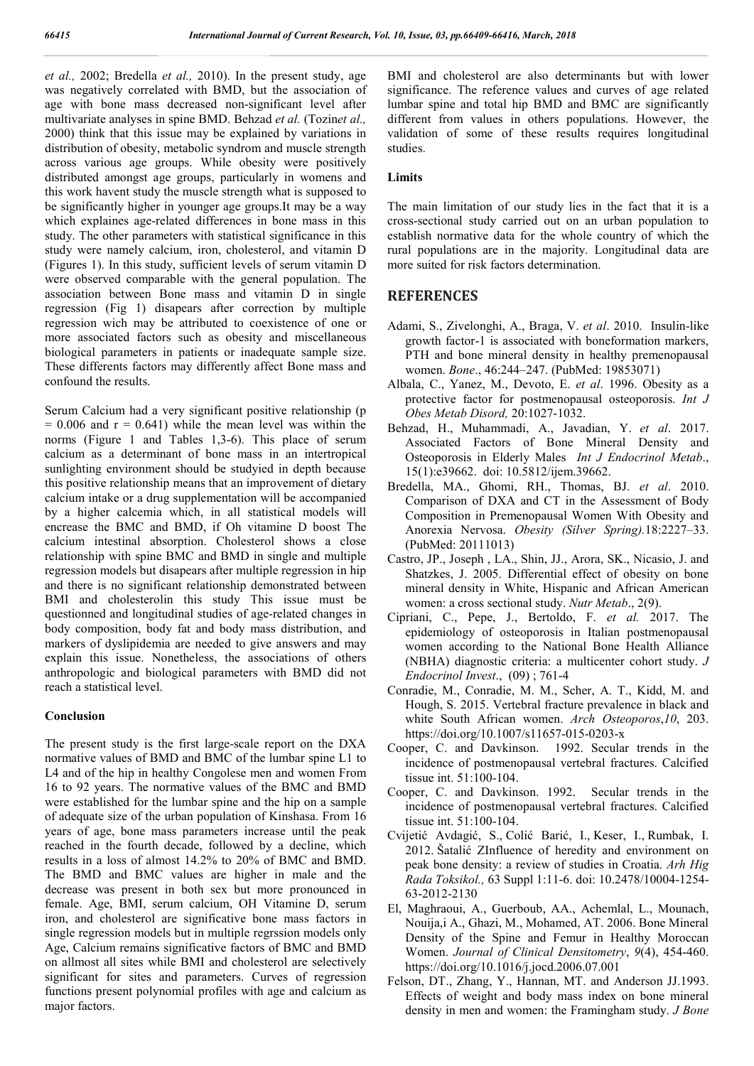*et al.,* 2002; Bredella *et al.,* 2010). In the present study, age was negatively correlated with BMD, but the association of age with bone mass decreased non-significant level after multivariate analyses in spine BMD. Behzad *et al.* (Tozin*et al.,* 2000) think that this issue may be explained by variations in distribution of obesity, metabolic syndrom and muscle strength across various age groups. While obesity were positively distributed amongst age groups, particularly in womens and this work havent study the muscle strength what is supposed to be significantly higher in younger age groups.It may be a way which explaines age-related differences in bone mass in this study. The other parameters with statistical significance in this study were namely calcium, iron, cholesterol, and vitamin D (Figures 1). In this study, sufficient levels of serum vitamin D were observed comparable with the general population. The association between Bone mass and vitamin D in single regression (Fig 1) disapears after correction by multiple regression wich may be attributed to coexistence of one or more associated factors such as obesity and miscellaneous biological parameters in patients or inadequate sample size. These differents factors may differently affect Bone mass and confound the results.

Serum Calcium had a very significant positive relationship ($p = 0.006$ and $r = 0.641$) while the mean level was within the norms (Figure 1 and Tables 1,3-6). This place of serum calcium as a determinant of bone mass in an intertropical sunlighting environment should be studyied in depth because this positive relationship means that an improvement of dietary calcium intake or a drug supplementation will be accompanied by a higher calcemia which, in all statistical models will encrease the BMC and BMD, if Oh vitamine D boost The calcium intestinal absorption. Cholesterol shows a close relationship with spine BMC and BMD in single and multiple regression models but disapears after multiple regression in hip and there is no significant relationship demonstrated between BMI and cholesterolin this study This issue must be questionned and longitudinal studies of age-related changes in body composition, body fat and body mass distribution, and markers of dyslipidemia are needed to give answers and may explain this issue. Nonetheless, the associations of others anthropologic and biological parameters with BMD did not reach a statistical level.

## Conclusion

The present study is the first large-scale report on the DXA normative values of BMD and BMC of the lumbar spine L1 to L4 and of the hip in healthy Congolese men and women From 16 to 92 years. The normative values of the BMC and BMD were established for the lumbar spine and the hip on a sample of adequate size of the urban population of Kinshasa. From 16 years of age, bone mass parameters increase until the peak reached in the fourth decade, followed by a decline, which results in a loss of almost 14.2% to 20% of BMC and BMD. The BMD and BMC values are higher in male and the decrease was present in both sex but more pronounced in female. Age, BMI, serum calcium, OH Vitamine D, serum iron, and cholesterol are significative bone mass factors in single regression models but in multiple regrssion models only Age, Calcium remains significative factors of BMC and BMD on allmost all sites while BMI and cholesterol are selectively significant for sites and parameters. Curves of regression functions present polynomial profiles with age and calcium as major factors. BMI and cholesterol are also determinants but with lower significance. The reference values and curves of age related lumbar spine and total hip BMD and BMC are significantly different from values in others populations. However, the validation of some of these results requires longitudinal studies.

## Limits

The main limitation of our study lies in the fact that it is a cross-sectional study carried out on an urban population to establish normative data for the whole country of which the rural populations are in the majority. Longitudinal data are more suited for risk factors determination.

# REFERENCES

Adami, S., Zivelonghi, A., Braga, V. *et al*. 2010. Insulin-like growth factor-1 is associated with boneformation markers, PTH and bone mineral density in healthy premenopausal women. *Bone*., 46:244–247. (PubMed: 19853071)

Albala, C., Yanez, M., Devoto, E. *et al*. 1996. Obesity as a protective factor for postmenopausal osteoporosis. *Int J Obes Metab Disord,* 20:1027-1032.

Behzad, H., Muhammadi, A., Javadian, Y. *et al*. 2017. Associated Factors of Bone Mineral Density and Osteoporosis in Elderly Males *Int J Endocrinol Metab*., 15(1):e39662. doi: 10.5812/ijem.39662.

Bredella, MA., Ghomi, RH., Thomas, BJ. *et al*. 2010. Comparison of DXA and CT in the Assessment of Body Composition in Premenopausal Women With Obesity and Anorexia Nervosa. *Obesity (Silver Spring).*18:2227–33. (PubMed: 20111013)

Castro, JP., Joseph , LA., Shin, JJ., Arora, SK., Nicasio, J. and Shatzkes, J. 2005. Differential effect of obesity on bone mineral density in White, Hispanic and African American women: a cross sectional study. *Nutr Metab*., 2(9).

Cipriani, C., Pepe, J., Bertoldo, F. *et al.* 2017. The epidemiology of osteoporosis in Italian postmenopausal women according to the National Bone Health Alliance (NBHA) diagnostic criteria: a multicenter cohort study. *J Endocrinol Invest*., (09) ; 761-4

Conradie, M., Conradie, M. M., Scher, A. T., Kidd, M. and Hough, S. 2015. Vertebral fracture prevalence in black and white South African women. *Arch Osteoporos*,*10*, 203. https://doi.org/10.1007/s11657-015-0203-x

Cooper, C. and Davkinson. 1992. Secular trends in the incidence of postmenopausal vertebral fractures. Calcified tissue int. 51:100-104.

Cooper, C. and Davkinson. 1992. Secular trends in the incidence of postmenopausal vertebral fractures. Calcified tissue int. 51:100-104.

Cvijetić Avdagić, S., Colić Barić, I., Keser, I., Rumbak, I. 2012. Šatalić ZInfluence of heredity and environment on peak bone density: a review of studies in Croatia. *Arh Hig Rada Toksikol.,* 63 Suppl 1:11-6. doi: 10.2478/10004-1254-63-2012-2130

El, Maghraoui, A., Guerboub, AA., Achemlal, L., Mounach, Nouija,i A., Ghazi, M., Mohamed, AT. 2006. Bone Mineral Density of the Spine and Femur in Healthy Moroccan Women. *Journal of Clinical Densitometry*, *9*(4), 454-460. https://doi.org/10.1016/j.jocd.2006.07.001

Felson, DT., Zhang, Y., Hannan, MT. and Anderson JJ.1993. Effects of weight and body mass index on bone mineral density in men and women: the Framingham study. *J Bone*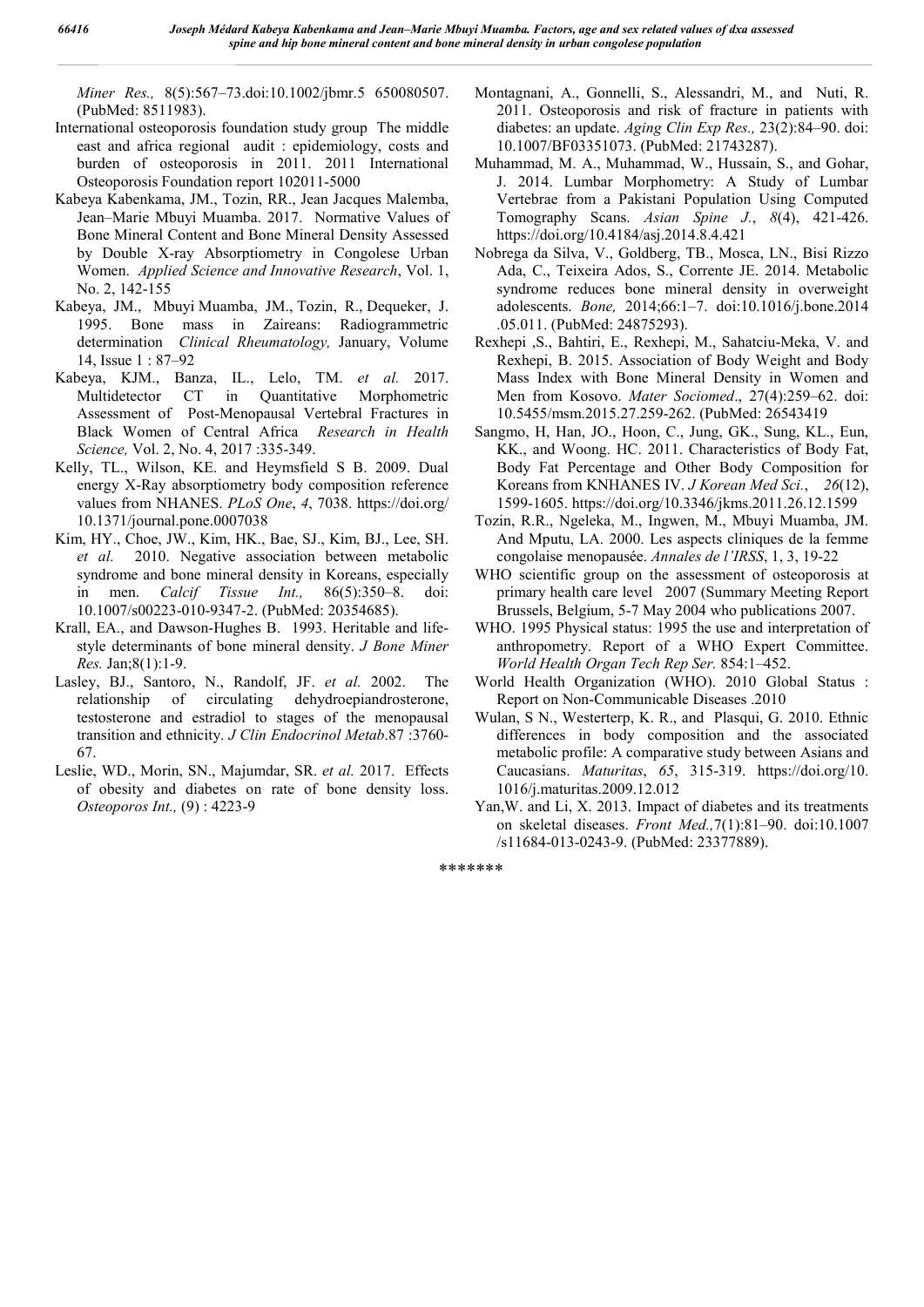*Miner Res.,* 8(5):567–73.doi:10.1002/jbmr.5 650080507. (PubMed: 8511983).

International osteoporosis foundation study group The middle east and africa regional audit : epidemiology, costs and burden of osteoporosis in 2011. 2011 International Osteoporosis Foundation report 102011-5000

Kabeya Kabenkama, JM., Tozin, RR., Jean Jacques Malemba, Jean–Marie Mbuyi Muamba. 2017. Normative Values of Bone Mineral Content and Bone Mineral Density Assessed by Double X-ray Absorptiometry in Congolese Urban Women. *Applied Science and Innovative Research*, Vol. 1, No. 2, 142-155

Kabeya, JM., Mbuyi Muamba, JM., Tozin, R., Dequeker, J. 1995. Bone mass in Zaireans: Radiogrammetric determination *Clinical Rheumatology,* January, Volume 14, Issue 1 : 87–92

Kabeya, KJM., Banza, IL., Lelo, TM. *et al.* 2017. Multidetector CT in Quantitative Morphometric Assessment of Post-Menopausal Vertebral Fractures in Black Women of Central Africa *Research in Health Science,* Vol. 2, No. 4, 2017 :335-349.

Kelly, TL., Wilson, KE. and Heymsfield S B. 2009. Dual energy X-Ray absorptiometry body composition reference values from NHANES. *PLoS One*, *4*, 7038. https://doi.org/10.1371/journal.pone.0007038

Kim, HY., Choe, JW., Kim, HK., Bae, SJ., Kim, BJ., Lee, SH. *et al.* 2010. Negative association between metabolic syndrome and bone mineral density in Koreans, especially in men. *Calcif Tissue Int.,* 86(5):350–8. doi: 10.1007/s00223-010-9347-2. (PubMed: 20354685).

Krall, EA., and Dawson-Hughes B. 1993. Heritable and life-style determinants of bone mineral density. *J Bone Miner Res.* Jan;8(1):1-9.

Lasley, BJ., Santoro, N., Randolf, JF. *et al.* 2002. The relationship of circulating dehydroepiandrosterone, testosterone and estradiol to stages of the menopausal transition and ethnicity. *J Clin Endocrinol Metab*.87 :3760-67.

Leslie, WD., Morin, SN., Majumdar, SR. *et al.* 2017. Effects of obesity and diabetes on rate of bone density loss. *Osteoporos Int.,* (9) : 4223-9

Montagnani, A., Gonnelli, S., Alessandri, M., and Nuti, R. 2011. Osteoporosis and risk of fracture in patients with diabetes: an update. *Aging Clin Exp Res.,* 23(2):84–90. doi: 10.1007/BF03351073. (PubMed: 21743287).

Muhammad, M. A., Muhammad, W., Hussain, S., and Gohar, J. 2014. Lumbar Morphometry: A Study of Lumbar Vertebrae from a Pakistani Population Using Computed Tomography Scans. *Asian Spine J.*, *8*(4), 421-426. https://doi.org/10.4184/asj.2014.8.4.421

Nobrega da Silva, V., Goldberg, TB., Mosca, LN., Bisi Rizzo Ada, C., Teixeira Ados, S., Corrente JE. 2014. Metabolic syndrome reduces bone mineral density in overweight adolescents. *Bone,* 2014;66:1–7. doi:10.1016/j.bone.2014.05.011. (PubMed: 24875293).

Rexhepi ,S., Bahtiri, E., Rexhepi, M., Sahatciu-Meka, V. and Rexhepi, B. 2015. Association of Body Weight and Body Mass Index with Bone Mineral Density in Women and Men from Kosovo. *Mater Sociomed*., 27(4):259–62. doi: 10.5455/msm.2015.27.259-262. (PubMed: 26543419

Sangmo, H, Han, JO., Hoon, C., Jung, GK., Sung, KL., Eun, KK., and Woong. HC. 2011. Characteristics of Body Fat, Body Fat Percentage and Other Body Composition for Koreans from KNHANES IV. *J Korean Med Sci.*, *26*(12), 1599-1605. https://doi.org/10.3346/jkms.2011.26.12.1599

Tozin, R.R., Ngeleka, M., Ingwen, M., Mbuyi Muamba, JM. And Mputu, LA. 2000. Les aspects cliniques de la femme congolaise menopausée. *Annales de l'IRSS*, 1, 3, 19-22

WHO scientific group on the assessment of osteoporosis at primary health care level 2007 (Summary Meeting Report Brussels, Belgium, 5-7 May 2004 who publications 2007.

WHO. 1995 Physical status: 1995 the use and interpretation of anthropometry. Report of a WHO Expert Committee. *World Health Organ Tech Rep Ser.* 854:1–452.

World Health Organization (WHO). 2010 Global Status : Report on Non-Communicable Diseases .2010

Wulan, S N., Westerterp, K. R., and Plasqui, G. 2010. Ethnic differences in body composition and the associated metabolic profile: A comparative study between Asians and Caucasians. *Maturitas*, *65*, 315-319. https://doi.org/10.1016/j.maturitas.2009.12.012

Yan,W. and Li, X. 2013. Impact of diabetes and its treatments on skeletal diseases. *Front Med.,*7(1):81–90. doi:10.1007/s11684-013-0243-9. (PubMed: 23377889).

*******